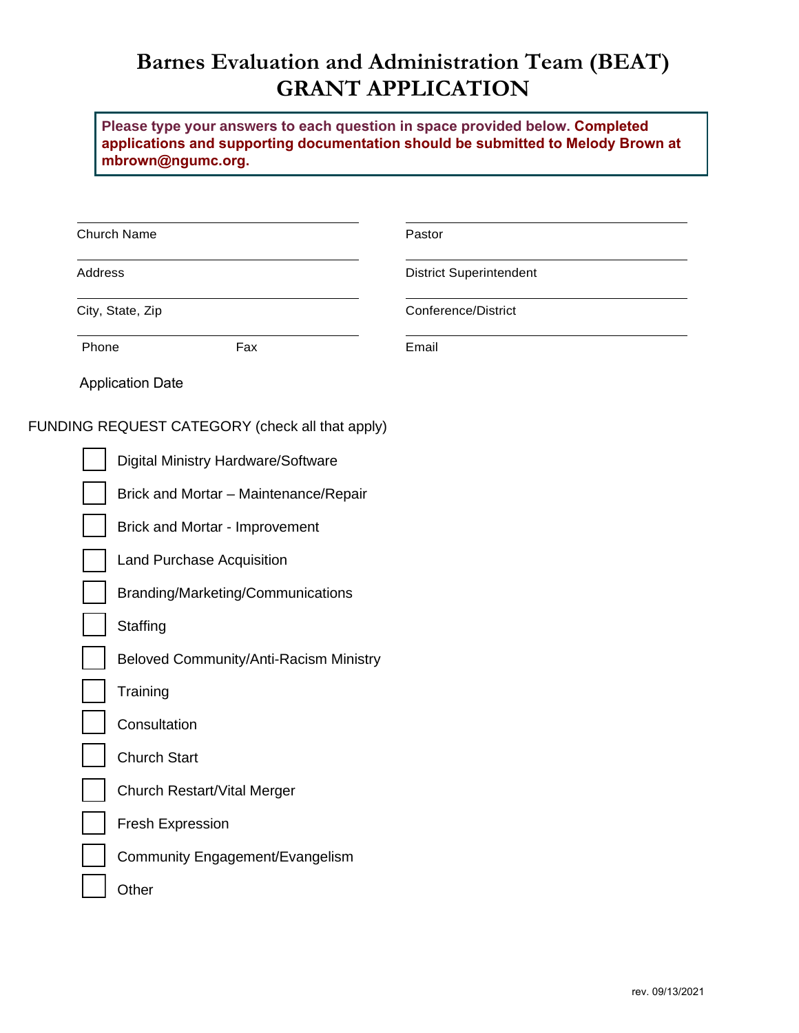# Barnes Evaluation and Administration Team (BEAT)
# GRANT APPLICATION

**Please type your answers to each question in space provided below. Completed applications and supporting documentation should be submitted to Melody Brown at mbrown@ngumc.org.**

Church Name

Address

City, State, Zip

Phone Fax

Pastor

District Superintendent

Conference/District

Email

Application Date

FUNDING REQUEST CATEGORY (check all that apply)

- [ ] Digital Ministry Hardware/Software
- [ ] Brick and Mortar – Maintenance/Repair
- [ ] Brick and Mortar - Improvement
- [ ] Land Purchase Acquisition
- [ ] Branding/Marketing/Communications
- [ ] Staffing
- [ ] Beloved Community/Anti-Racism Ministry
- [ ] Training
- [ ] Consultation
- [ ] Church Start
- [ ] Church Restart/Vital Merger
- [ ] Fresh Expression
- [ ] Community Engagement/Evangelism
- [ ] Other

rev. 09/13/2021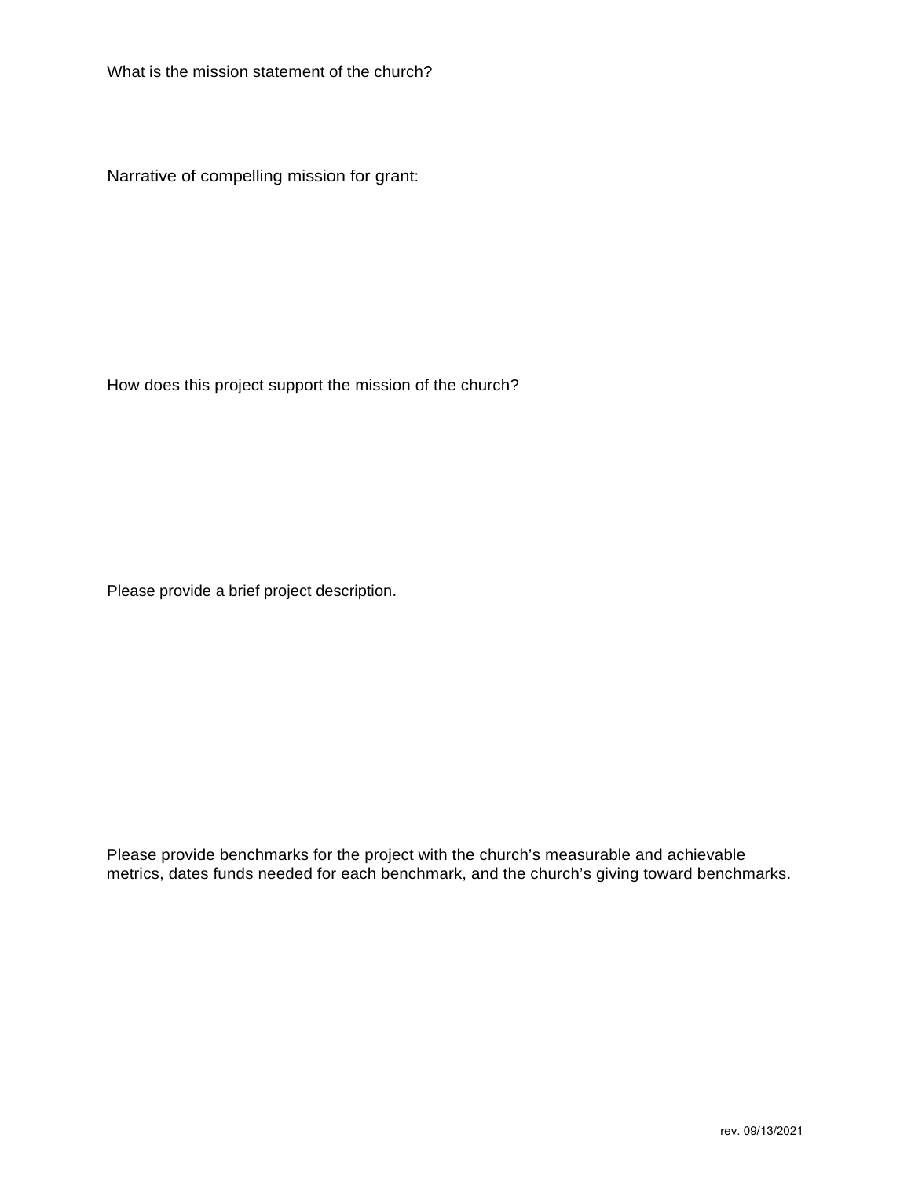What is the mission statement of the church?

Narrative of compelling mission for grant:

How does this project support the mission of the church?

Please provide a brief project description.

Please provide benchmarks for the project with the church's measurable and achievable metrics, dates funds needed for each benchmark, and the church's giving toward benchmarks.

rev. 09/13/2021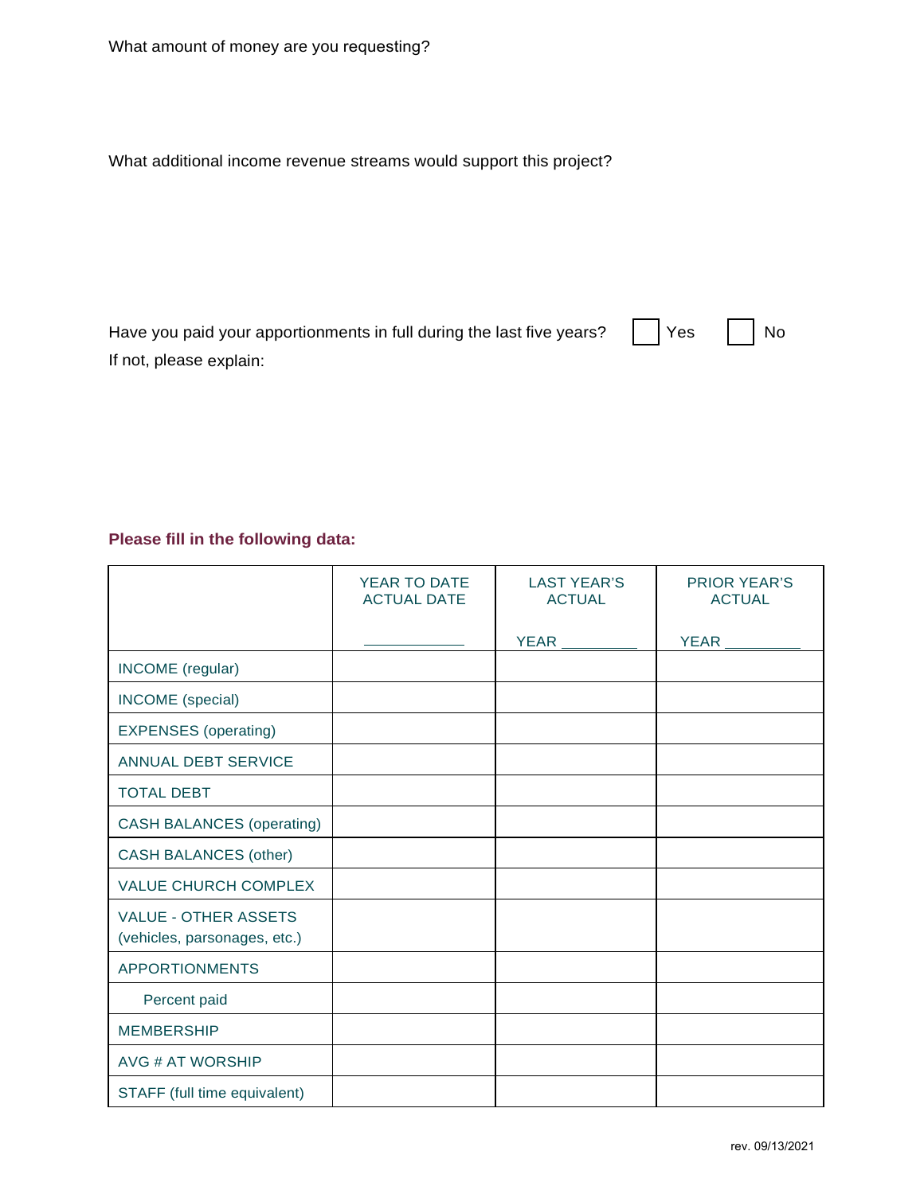What amount of money are you requesting?

What additional income revenue streams would support this project?

Have you paid your apportionments in full during the last five years? ☐ Yes ☐ No

If not, please explain:

**Please fill in the following data:**

| | YEAR TO DATE ACTUAL DATE ____________ | LAST YEAR'S ACTUAL YEAR _________ | PRIOR YEAR'S ACTUAL YEAR _________ |
|---|---|---|---|
| INCOME (regular) | | | |
| INCOME (special) | | | |
| EXPENSES (operating) | | | |
| ANNUAL DEBT SERVICE | | | |
| TOTAL DEBT | | | |
| CASH BALANCES (operating) | | | |
| CASH BALANCES (other) | | | |
| VALUE CHURCH COMPLEX | | | |
| VALUE - OTHER ASSETS (vehicles, parsonages, etc.) | | | |
| APPORTIONMENTS | | | |
| Percent paid | | | |
| MEMBERSHIP | | | |
| AVG # AT WORSHIP | | | |
| STAFF (full time equivalent) | | | |

rev. 09/13/2021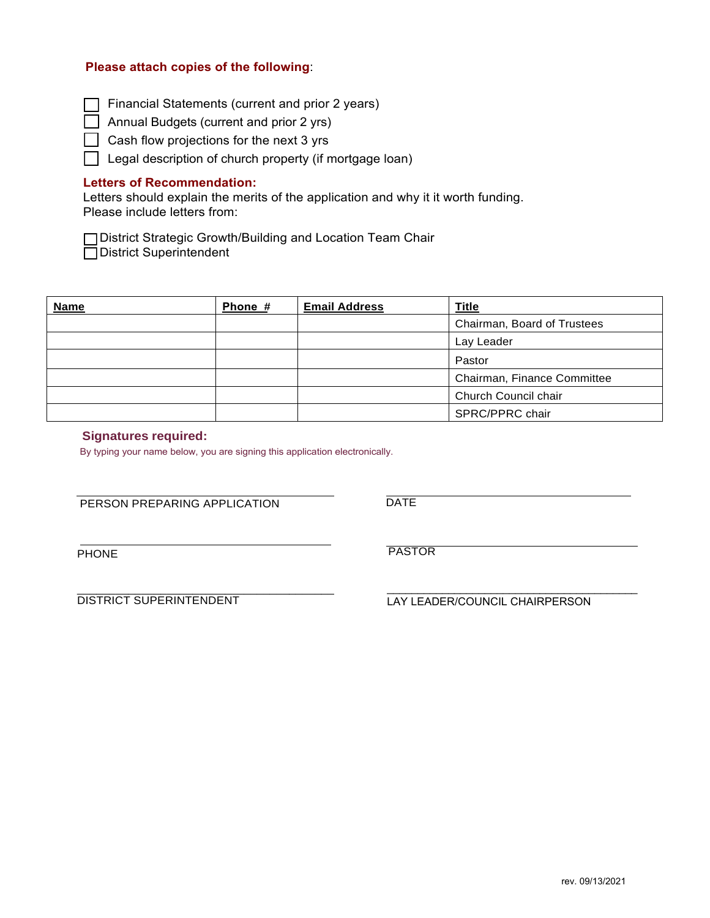**Please attach copies of the following**:

- ☐ Financial Statements (current and prior 2 years)
- ☐ Annual Budgets (current and prior 2 yrs)
- ☐ Cash flow projections for the next 3 yrs
- ☐ Legal description of church property (if mortgage loan)

**Letters of Recommendation:**

Letters should explain the merits of the application and why it it worth funding.
Please include letters from:

- ☐ District Strategic Growth/Building and Location Team Chair
- ☐ District Superintendent

| Name | Phone # | Email Address | Title |
|---|---|---|---|
| | | | Chairman, Board of Trustees |
| | | | Lay Leader |
| | | | Pastor |
| | | | Chairman, Finance Committee |
| | | | Church Council chair |
| | | | SPRC/PPRC chair |

**Signatures required:**

By typing your name below, you are signing this application electronically.

\_\_\_\_\_\_\_\_\_\_\_\_\_\_\_\_\_\_\_\_\_\_\_\_\_\_\_\_\_\_\_\_\_\_\_\_
PERSON PREPARING APPLICATION

\_\_\_\_\_\_\_\_\_\_\_\_\_\_\_\_\_\_\_\_\_\_\_\_\_\_\_\_\_\_\_\_\_\_\_\_
DATE

\_\_\_\_\_\_\_\_\_\_\_\_\_\_\_\_\_\_\_\_\_\_\_\_\_\_\_\_\_\_\_\_\_\_\_\_
PHONE

\_\_\_\_\_\_\_\_\_\_\_\_\_\_\_\_\_\_\_\_\_\_\_\_\_\_\_\_\_\_\_\_\_\_\_\_
PASTOR

\_\_\_\_\_\_\_\_\_\_\_\_\_\_\_\_\_\_\_\_\_\_\_\_\_\_\_\_\_\_\_\_\_\_\_\_
DISTRICT SUPERINTENDENT

\_\_\_\_\_\_\_\_\_\_\_\_\_\_\_\_\_\_\_\_\_\_\_\_\_\_\_\_\_\_\_\_\_\_\_\_
LAY LEADER/COUNCIL CHAIRPERSON

rev. 09/13/2021